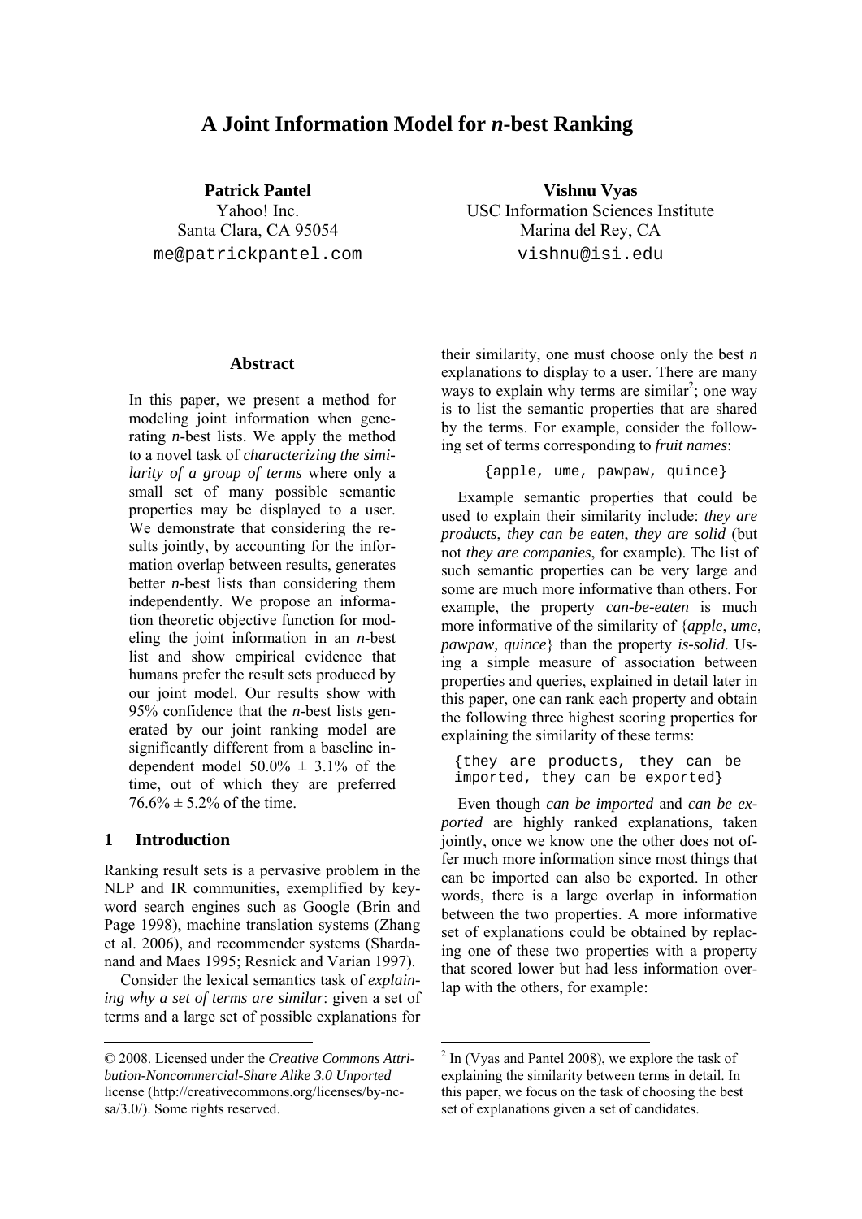# A Joint Information Model for *n*-best Ranking

**Patrick Pantel**
Yahoo! Inc.
Santa Clara, CA 95054
me@patrickpantel.com

**Vishnu Vyas**
USC Information Sciences Institute
Marina del Rey, CA
vishnu@isi.edu

## Abstract

In this paper, we present a method for modeling joint information when generating *n*-best lists. We apply the method to a novel task of *characterizing the similarity of a group of terms* where only a small set of many possible semantic properties may be displayed to a user. We demonstrate that considering the results jointly, by accounting for the information overlap between results, generates better *n*-best lists than considering them independently. We propose an information theoretic objective function for modeling the joint information in an *n*-best list and show empirical evidence that humans prefer the result sets produced by our joint model. Our results show with 95% confidence that the *n*-best lists generated by our joint ranking model are significantly different from a baseline independent model 50.0% ± 3.1% of the time, out of which they are preferred 76.6% ± 5.2% of the time.

## 1 Introduction

Ranking result sets is a pervasive problem in the NLP and IR communities, exemplified by keyword search engines such as Google (Brin and Page 1998), machine translation systems (Zhang et al. 2006), and recommender systems (Shardanand and Maes 1995; Resnick and Varian 1997).

Consider the lexical semantics task of *explaining why a set of terms are similar*: given a set of terms and a large set of possible explanations for their similarity, one must choose only the best *n* explanations to display to a user. There are many ways to explain why terms are similar[2]; one way is to list the semantic properties that are shared by the terms. For example, consider the following set of terms corresponding to *fruit names*:

```
{apple, ume, pawpaw, quince}
```

Example semantic properties that could be used to explain their similarity include: *they are products*, *they can be eaten*, *they are solid* (but not *they are companies*, for example). The list of such semantic properties can be very large and some are much more informative than others. For example, the property *can-be-eaten* is much more informative of the similarity of {*apple*, *ume*, *pawpaw*, *quince*} than the property *is-solid*. Using a simple measure of association between properties and queries, explained in detail later in this paper, one can rank each property and obtain the following three highest scoring properties for explaining the similarity of these terms:

```
{they are products, they can be imported, they can be exported}
```

Even though *can be imported* and *can be exported* are highly ranked explanations, taken jointly, once we know one the other does not offer much more information since most things that can be imported can also be exported. In other words, there is a large overlap in information between the two properties. A more informative set of explanations could be obtained by replacing one of these two properties with a property that scored lower but had less information overlap with the others, for example:

---

© 2008. Licensed under the *Creative Commons Attribution-Noncommercial-Share Alike 3.0 Unported* license (http://creativecommons.org/licenses/by-nc-sa/3.0/). Some rights reserved.

[2] In (Vyas and Pantel 2008), we explore the task of explaining the similarity between terms in detail. In this paper, we focus on the task of choosing the best set of explanations given a set of candidates.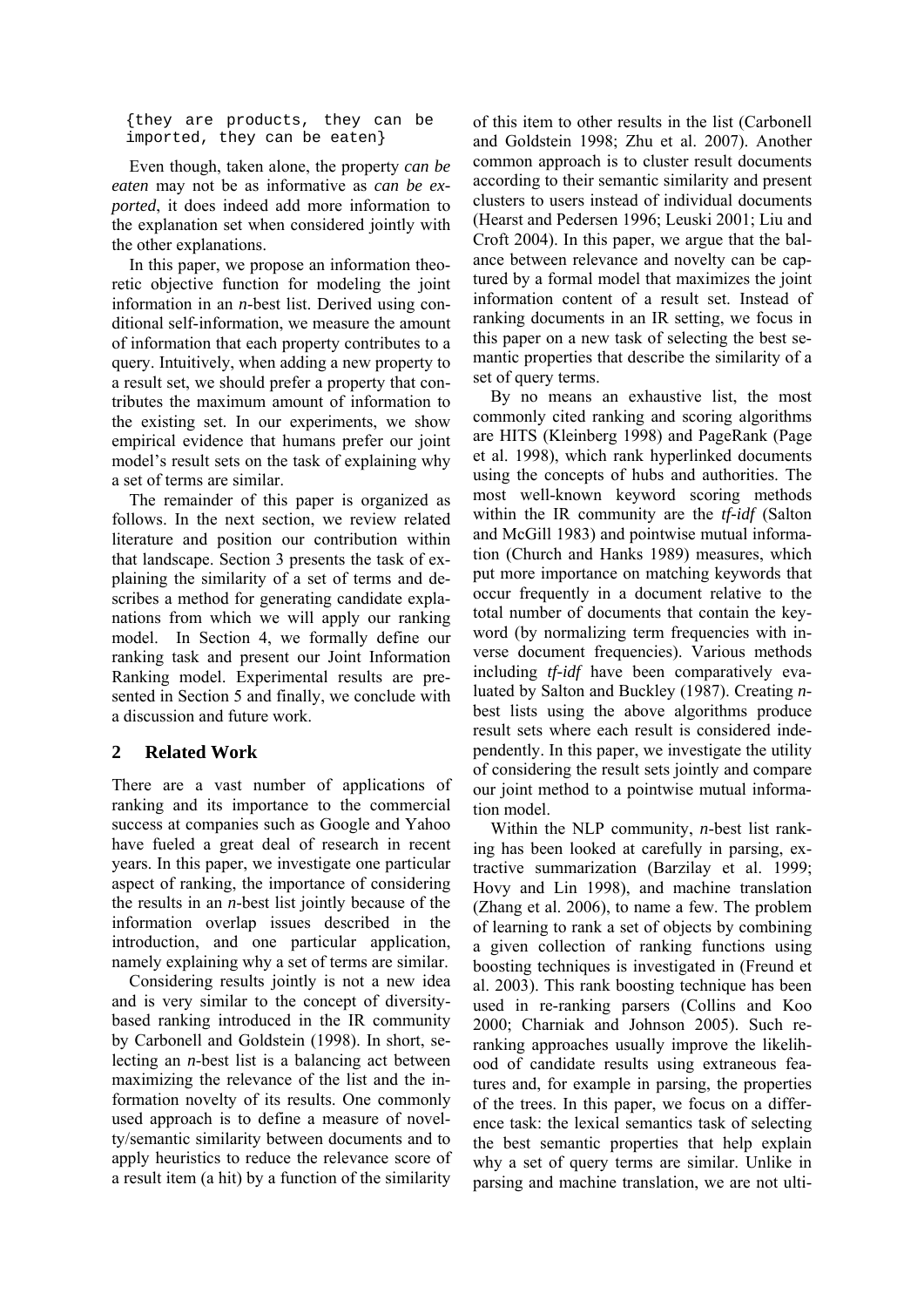```
{they are products, they can be
imported, they can be eaten}
```

Even though, taken alone, the property *can be eaten* may not be as informative as *can be exported*, it does indeed add more information to the explanation set when considered jointly with the other explanations.

In this paper, we propose an information theoretic objective function for modeling the joint information in an *n*-best list. Derived using conditional self-information, we measure the amount of information that each property contributes to a query. Intuitively, when adding a new property to a result set, we should prefer a property that contributes the maximum amount of information to the existing set. In our experiments, we show empirical evidence that humans prefer our joint model's result sets on the task of explaining why a set of terms are similar.

The remainder of this paper is organized as follows. In the next section, we review related literature and position our contribution within that landscape. Section 3 presents the task of explaining the similarity of a set of terms and describes a method for generating candidate explanations from which we will apply our ranking model. In Section 4, we formally define our ranking task and present our Joint Information Ranking model. Experimental results are presented in Section 5 and finally, we conclude with a discussion and future work.

## 2 Related Work

There are a vast number of applications of ranking and its importance to the commercial success at companies such as Google and Yahoo have fueled a great deal of research in recent years. In this paper, we investigate one particular aspect of ranking, the importance of considering the results in an *n*-best list jointly because of the information overlap issues described in the introduction, and one particular application, namely explaining why a set of terms are similar.

Considering results jointly is not a new idea and is very similar to the concept of diversity-based ranking introduced in the IR community by Carbonell and Goldstein (1998). In short, selecting an *n*-best list is a balancing act between maximizing the relevance of the list and the information novelty of its results. One commonly used approach is to define a measure of novelty/semantic similarity between documents and to apply heuristics to reduce the relevance score of a result item (a hit) by a function of the similarity of this item to other results in the list (Carbonell and Goldstein 1998; Zhu et al. 2007). Another common approach is to cluster result documents according to their semantic similarity and present clusters to users instead of individual documents (Hearst and Pedersen 1996; Leuski 2001; Liu and Croft 2004). In this paper, we argue that the balance between relevance and novelty can be captured by a formal model that maximizes the joint information content of a result set. Instead of ranking documents in an IR setting, we focus in this paper on a new task of selecting the best semantic properties that describe the similarity of a set of query terms.

By no means an exhaustive list, the most commonly cited ranking and scoring algorithms are HITS (Kleinberg 1998) and PageRank (Page et al. 1998), which rank hyperlinked documents using the concepts of hubs and authorities. The most well-known keyword scoring methods within the IR community are the *tf-idf* (Salton and McGill 1983) and pointwise mutual information (Church and Hanks 1989) measures, which put more importance on matching keywords that occur frequently in a document relative to the total number of documents that contain the keyword (by normalizing term frequencies with inverse document frequencies). Various methods including *tf-idf* have been comparatively evaluated by Salton and Buckley (1987). Creating *n*-best lists using the above algorithms produce result sets where each result is considered independently. In this paper, we investigate the utility of considering the result sets jointly and compare our joint method to a pointwise mutual information model.

Within the NLP community, *n*-best list ranking has been looked at carefully in parsing, extractive summarization (Barzilay et al. 1999; Hovy and Lin 1998), and machine translation (Zhang et al. 2006), to name a few. The problem of learning to rank a set of objects by combining a given collection of ranking functions using boosting techniques is investigated in (Freund et al. 2003). This rank boosting technique has been used in re-ranking parsers (Collins and Koo 2000; Charniak and Johnson 2005). Such re-ranking approaches usually improve the likelihood of candidate results using extraneous features and, for example in parsing, the properties of the trees. In this paper, we focus on a difference task: the lexical semantics task of selecting the best semantic properties that help explain why a set of query terms are similar. Unlike in parsing and machine translation, we are not ulti-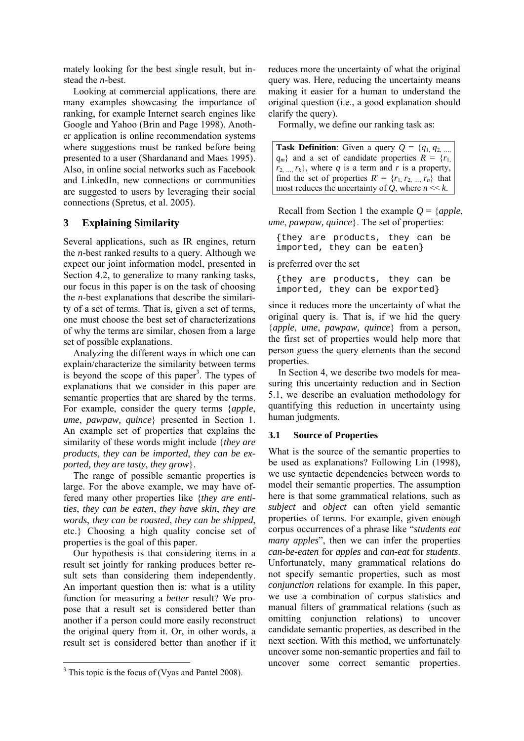mately looking for the best single result, but instead the *n*-best.

Looking at commercial applications, there are many examples showcasing the importance of ranking, for example Internet search engines like Google and Yahoo (Brin and Page 1998). Another application is online recommendation systems where suggestions must be ranked before being presented to a user (Shardanand and Maes 1995). Also, in online social networks such as Facebook and LinkedIn, new connections or communities are suggested to users by leveraging their social connections (Spretus, et al. 2005).

## 3 Explaining Similarity

Several applications, such as IR engines, return the *n*-best ranked results to a query. Although we expect our joint information model, presented in Section 4.2, to generalize to many ranking tasks, our focus in this paper is on the task of choosing the *n*-best explanations that describe the similarity of a set of terms. That is, given a set of terms, one must choose the best set of characterizations of why the terms are similar, chosen from a large set of possible explanations.

Analyzing the different ways in which one can explain/characterize the similarity between terms is beyond the scope of this paper[3]. The types of explanations that we consider in this paper are semantic properties that are shared by the terms. For example, consider the query terms {*apple*, *ume*, *pawpaw, quince*} presented in Section 1. An example set of properties that explains the similarity of these words might include {*they are products*, *they can be imported*, *they can be exported, they are tasty*, *they grow*}.

The range of possible semantic properties is large. For the above example, we may have offered many other properties like {*they are entities*, *they can be eaten*, *they have skin*, *they are words*, *they can be roasted*, *they can be shipped*, etc.} Choosing a high quality concise set of properties is the goal of this paper.

Our hypothesis is that considering items in a result set jointly for ranking produces better result sets than considering them independently. An important question then is: what is a utility function for measuring a *better* result? We propose that a result set is considered better than another if a person could more easily reconstruct the original query from it. Or, in other words, a result set is considered better than another if it reduces more the uncertainty of what the original query was. Here, reducing the uncertainty means making it easier for a human to understand the original question (i.e., a good explanation should clarify the query).

Formally, we define our ranking task as:

> **Task Definition**: Given a query $Q = \{q_1, q_2, \ldots, q_m\}$ and a set of candidate properties $R = \{r_1, r_2, \ldots, r_k\}$, where $q$ is a term and $r$ is a property, find the set of properties $R' = \{r_1, r_2, \ldots, r_n\}$ that most reduces the uncertainty of $Q$, where $n \ll k$.

Recall from Section 1 the example $Q$ = {*apple*, *ume*, *pawpaw, quince*}. The set of properties:

```
{they are products, they can be
imported, they can be eaten}
```

is preferred over the set

```
{they are products, they can be
imported, they can be exported}
```

since it reduces more the uncertainty of what the original query is. That is, if we hid the query {*apple*, *ume*, *pawpaw, quince*} from a person, the first set of properties would help more that person guess the query elements than the second properties.

In Section 4, we describe two models for measuring this uncertainty reduction and in Section 5.1, we describe an evaluation methodology for quantifying this reduction in uncertainty using human judgments.

### 3.1 Source of Properties

What is the source of the semantic properties to be used as explanations? Following Lin (1998), we use syntactic dependencies between words to model their semantic properties. The assumption here is that some grammatical relations, such as *subject* and *object* can often yield semantic properties of terms. For example, given enough corpus occurrences of a phrase like "*students eat many apples*", then we can infer the properties *can-be-eaten* for *apples* and *can-eat* for *students*. Unfortunately, many grammatical relations do not specify semantic properties, such as most *conjunction* relations for example. In this paper, we use a combination of corpus statistics and manual filters of grammatical relations (such as omitting conjunction relations) to uncover candidate semantic properties, as described in the next section. With this method, we unfortunately uncover some non-semantic properties and fail to uncover some correct semantic properties.

[3] This topic is the focus of (Vyas and Pantel 2008).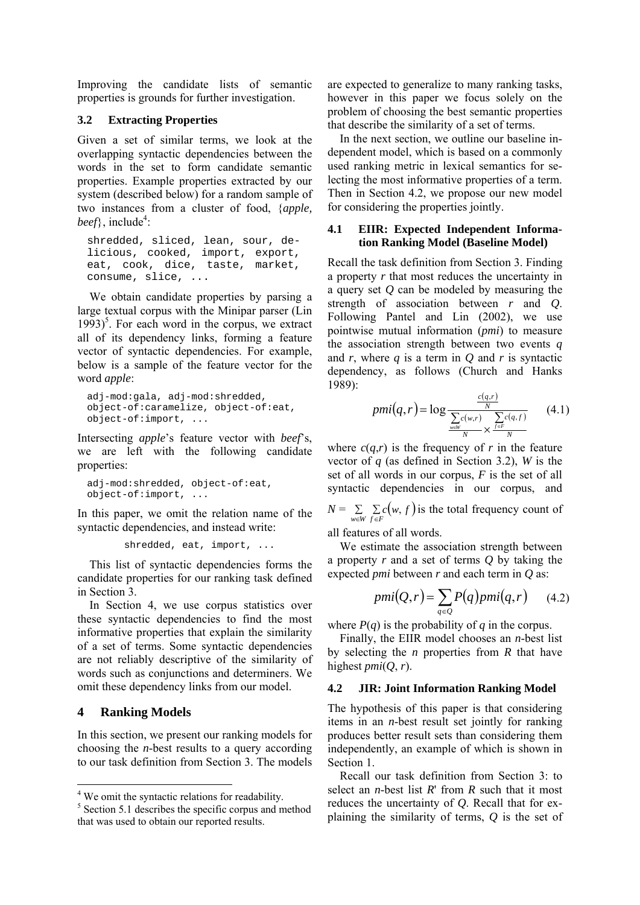Improving the candidate lists of semantic properties is grounds for further investigation.

### 3.2 Extracting Properties

Given a set of similar terms, we look at the overlapping syntactic dependencies between the words in the set to form candidate semantic properties. Example properties extracted by our system (described below) for a random sample of two instances from a cluster of food, {*apple*, *beef*}, include[4]:

```
shredded, sliced, lean, sour, delicious, cooked, import, export, eat, cook, dice, taste, market, consume, slice, ...
```

We obtain candidate properties by parsing a large textual corpus with the Minipar parser (Lin 1993)[5]. For each word in the corpus, we extract all of its dependency links, forming a feature vector of syntactic dependencies. For example, below is a sample of the feature vector for the word *apple*:

```
adj-mod:gala, adj-mod:shredded, object-of:caramelize, object-of:eat, object-of:import, ...
```

Intersecting *apple*'s feature vector with *beef*'s, we are left with the following candidate properties:

```
adj-mod:shredded, object-of:eat, object-of:import, ...
```

In this paper, we omit the relation name of the syntactic dependencies, and instead write:

```
shredded, eat, import, ...
```

This list of syntactic dependencies forms the candidate properties for our ranking task defined in Section 3.

In Section 4, we use corpus statistics over these syntactic dependencies to find the most informative properties that explain the similarity of a set of terms. Some syntactic dependencies are not reliably descriptive of the similarity of words such as conjunctions and determiners. We omit these dependency links from our model.

## 4 Ranking Models

In this section, we present our ranking models for choosing the *n*-best results to a query according to our task definition from Section 3. The models are expected to generalize to many ranking tasks, however in this paper we focus solely on the problem of choosing the best semantic properties that describe the similarity of a set of terms.

In the next section, we outline our baseline independent model, which is based on a commonly used ranking metric in lexical semantics for selecting the most informative properties of a term. Then in Section 4.2, we propose our new model for considering the properties jointly.

### 4.1 EIIR: Expected Independent Information Ranking Model (Baseline Model)

Recall the task definition from Section 3. Finding a property *r* that most reduces the uncertainty in a query set *Q* can be modeled by measuring the strength of association between *r* and *Q*. Following Pantel and Lin (2002), we use pointwise mutual information (*pmi*) to measure the association strength between two events *q* and *r*, where *q* is a term in *Q* and *r* is syntactic dependency, as follows (Church and Hanks 1989):

$$pmi(q,r) = \log \frac{\frac{c(q,r)}{N}}{\frac{\sum_{w \in W} c(w,r)}{N} \times \frac{\sum_{f \in F} c(q,f)}{N}} \qquad (4.1)$$

where $c(q,r)$ is the frequency of *r* in the feature vector of *q* (as defined in Section 3.2), *W* is the set of all words in our corpus, *F* is the set of all syntactic dependencies in our corpus, and $N = \sum_{w \in W} \sum_{f \in F} c(w,f)$ is the total frequency count of all features of all words.

We estimate the association strength between a property *r* and a set of terms *Q* by taking the expected *pmi* between *r* and each term in *Q* as:

$$pmi(Q,r) = \sum_{q \in Q} P(q)\, pmi(q,r) \qquad (4.2)$$

where $P(q)$ is the probability of *q* in the corpus.

Finally, the EIIR model chooses an *n*-best list by selecting the *n* properties from *R* that have highest $pmi(Q, r)$.

### 4.2 JIR: Joint Information Ranking Model

The hypothesis of this paper is that considering items in an *n*-best result set jointly for ranking produces better result sets than considering them independently, an example of which is shown in Section 1.

Recall our task definition from Section 3: to select an *n*-best list *R*' from *R* such that it most reduces the uncertainty of *Q*. Recall that for explaining the similarity of terms, *Q* is the set of

---

[4] We omit the syntactic relations for readability.

[5] Section 5.1 describes the specific corpus and method that was used to obtain our reported results.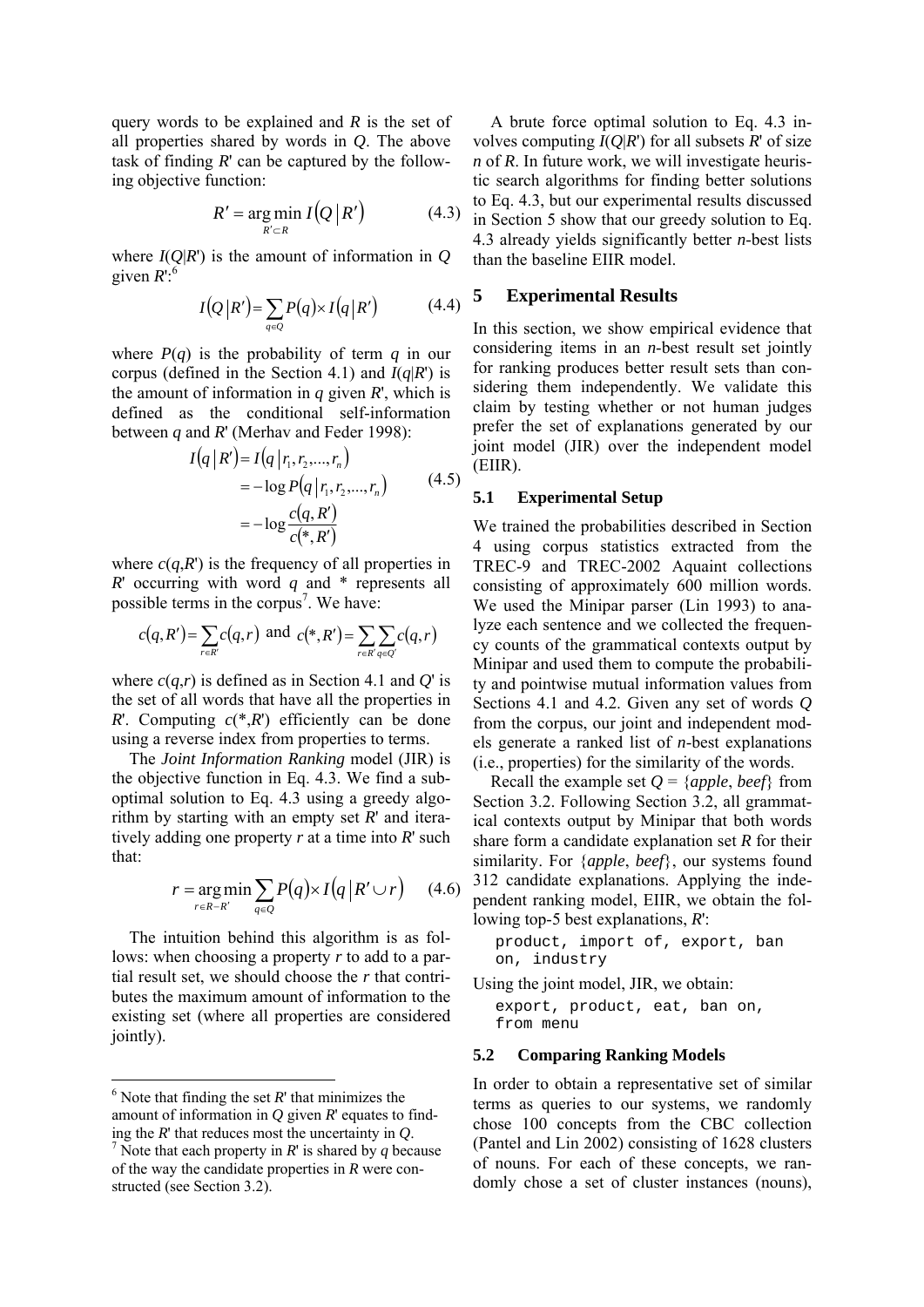query words to be explained and $R$ is the set of all properties shared by words in $Q$. The above task of finding $R'$ can be captured by the following objective function:

$$R' = \underset{R' \subset R}{\arg\min}\, I\left(Q \,\middle|\, R'\right) \tag{4.3}$$

where $I(Q|R')$ is the amount of information in $Q$ given $R'$:[6]

$$I\left(Q \,\middle|\, R'\right) = \sum_{q \in Q} P(q) \times I\left(q \,\middle|\, R'\right) \tag{4.4}$$

where $P(q)$ is the probability of term $q$ in our corpus (defined in the Section 4.1) and $I(q|R')$ is the amount of information in $q$ given $R'$, which is defined as the conditional self-information between $q$ and $R'$ (Merhav and Feder 1998):

$$\begin{aligned} I\left(q \,\middle|\, R'\right) &= I\left(q \,\middle|\, r_1, r_2, ..., r_n\right) \\ &= -\log P\left(q \,\middle|\, r_1, r_2, ..., r_n\right) \\ &= -\log \frac{c(q, R')}{c(*, R')} \end{aligned} \tag{4.5}$$

where $c(q,R')$ is the frequency of all properties in $R'$ occurring with word $q$ and $*$ represents all possible terms in the corpus[7]. We have:

$$c(q, R') = \sum_{r \in R'} c(q, r) \text{ and } c(*, R') = \sum_{r \in R'} \sum_{q \in Q'} c(q, r)$$

where $c(q,r)$ is defined as in Section 4.1 and $Q'$ is the set of all words that have all the properties in $R'$. Computing $c(*,R')$ efficiently can be done using a reverse index from properties to terms.

The *Joint Information Ranking* model (JIR) is the objective function in Eq. 4.3. We find a sub-optimal solution to Eq. 4.3 using a greedy algorithm by starting with an empty set $R'$ and iteratively adding one property $r$ at a time into $R'$ such that:

$$r = \underset{r \in R - R'}{\arg\min} \sum_{q \in Q} P(q) \times I\left(q \,\middle|\, R' \cup r\right) \tag{4.6}$$

The intuition behind this algorithm is as follows: when choosing a property $r$ to add to a partial result set, we should choose the $r$ that contributes the maximum amount of information to the existing set (where all properties are considered jointly).

A brute force optimal solution to Eq. 4.3 involves computing $I(Q|R')$ for all subsets $R'$ of size $n$ of $R$. In future work, we will investigate heuristic search algorithms for finding better solutions to Eq. 4.3, but our experimental results discussed in Section 5 show that our greedy solution to Eq. 4.3 already yields significantly better $n$-best lists than the baseline EIIR model.

## 5 Experimental Results

In this section, we show empirical evidence that considering items in an $n$-best result set jointly for ranking produces better result sets than considering them independently. We validate this claim by testing whether or not human judges prefer the set of explanations generated by our joint model (JIR) over the independent model (EIIR).

### 5.1 Experimental Setup

We trained the probabilities described in Section 4 using corpus statistics extracted from the TREC-9 and TREC-2002 Aquaint collections consisting of approximately 600 million words. We used the Minipar parser (Lin 1993) to analyze each sentence and we collected the frequency counts of the grammatical contexts output by Minipar and used them to compute the probability and pointwise mutual information values from Sections 4.1 and 4.2. Given any set of words $Q$ from the corpus, our joint and independent models generate a ranked list of $n$-best explanations (i.e., properties) for the similarity of the words.

Recall the example set $Q$ = {*apple*, *beef*} from Section 3.2. Following Section 3.2, all grammatical contexts output by Minipar that both words share form a candidate explanation set $R$ for their similarity. For {*apple*, *beef*}, our systems found 312 candidate explanations. Applying the independent ranking model, EIIR, we obtain the following top-5 best explanations, $R'$:

```
product, import of, export, ban
on, industry
```

Using the joint model, JIR, we obtain:

```
export, product, eat, ban on,
from menu
```

### 5.2 Comparing Ranking Models

In order to obtain a representative set of similar terms as queries to our systems, we randomly chose 100 concepts from the CBC collection (Pantel and Lin 2002) consisting of 1628 clusters of nouns. For each of these concepts, we randomly chose a set of cluster instances (nouns),

---

[6] Note that finding the set $R'$ that minimizes the amount of information in $Q$ given $R'$ equates to finding the $R'$ that reduces most the uncertainty in $Q$.

[7] Note that each property in $R'$ is shared by $q$ because of the way the candidate properties in $R$ were constructed (see Section 3.2).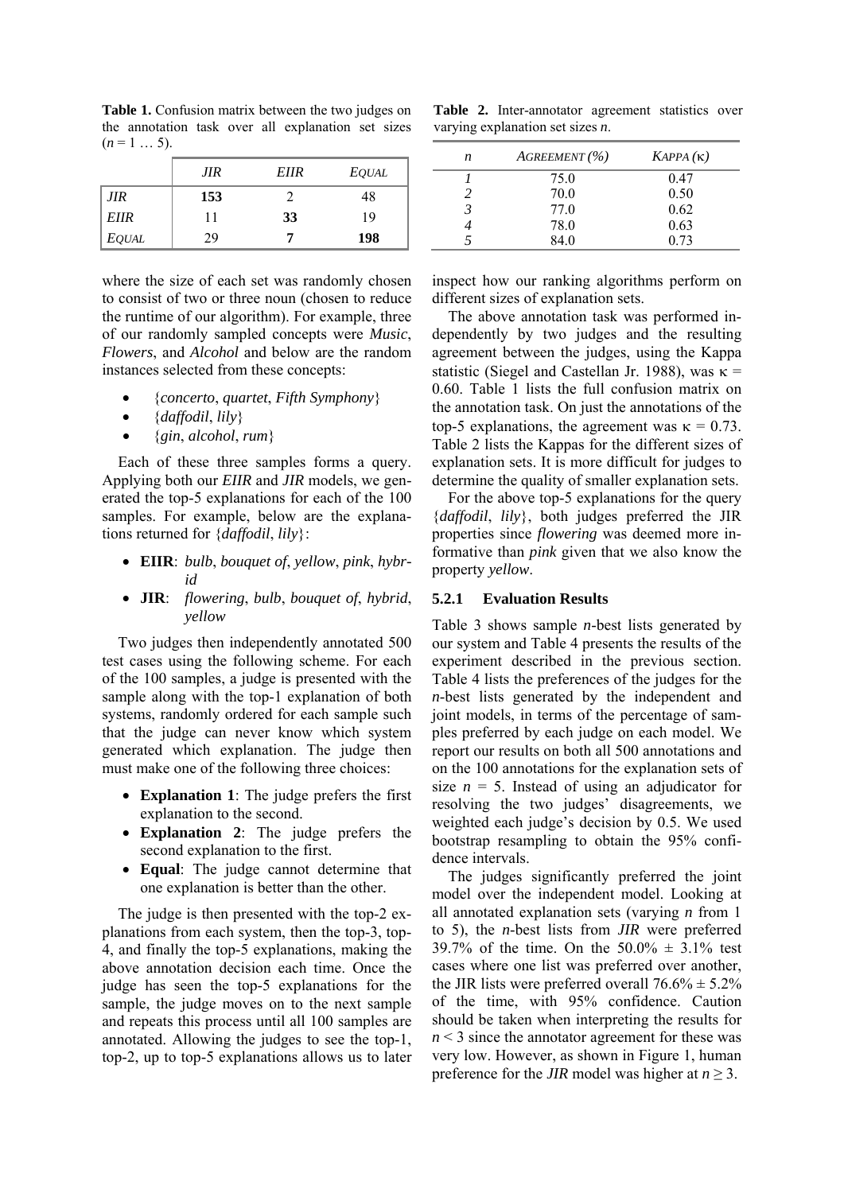**Table 1.** Confusion matrix between the two judges on the annotation task over all explanation set sizes ($n = 1 \ldots 5$).

| | *JIR* | *EIIR* | *Equal* |
|---|---|---|---|
| *JIR* | **153** | 2 | 48 |
| *EIIR* | 11 | **33** | 19 |
| *Equal* | 29 | **7** | **198** |

**Table 2.** Inter-annotator agreement statistics over varying explanation set sizes $n$.

| $n$ | *Agreement (%)* | *Kappa* ($\kappa$) |
|---|---|---|
| *1* | 75.0 | 0.47 |
| *2* | 70.0 | 0.50 |
| *3* | 77.0 | 0.62 |
| *4* | 78.0 | 0.63 |
| *5* | 84.0 | 0.73 |

where the size of each set was randomly chosen to consist of two or three noun (chosen to reduce the runtime of our algorithm). For example, three of our randomly sampled concepts were *Music*, *Flowers*, and *Alcohol* and below are the random instances selected from these concepts:

- {*concerto*, *quartet*, *Fifth Symphony*}
- {*daffodil*, *lily*}
- {*gin*, *alcohol*, *rum*}

Each of these three samples forms a query. Applying both our *EIIR* and *JIR* models, we generated the top-5 explanations for each of the 100 samples. For example, below are the explanations returned for {*daffodil*, *lily*}:

- **EIIR**: *bulb*, *bouquet of*, *yellow*, *pink*, *hybrid*
- **JIR**: *flowering*, *bulb*, *bouquet of*, *hybrid*, *yellow*

Two judges then independently annotated 500 test cases using the following scheme. For each of the 100 samples, a judge is presented with the sample along with the top-1 explanation of both systems, randomly ordered for each sample such that the judge can never know which system generated which explanation. The judge then must make one of the following three choices:

- **Explanation 1**: The judge prefers the first explanation to the second.
- **Explanation 2**: The judge prefers the second explanation to the first.
- **Equal**: The judge cannot determine that one explanation is better than the other.

The judge is then presented with the top-2 explanations from each system, then the top-3, top-4, and finally the top-5 explanations, making the above annotation decision each time. Once the judge has seen the top-5 explanations for the sample, the judge moves on to the next sample and repeats this process until all 100 samples are annotated. Allowing the judges to see the top-1, top-2, up to top-5 explanations allows us to later inspect how our ranking algorithms perform on different sizes of explanation sets.

The above annotation task was performed independently by two judges and the resulting agreement between the judges, using the Kappa statistic (Siegel and Castellan Jr. 1988), was $\kappa = 0.60$. Table 1 lists the full confusion matrix on the annotation task. On just the annotations of the top-5 explanations, the agreement was $\kappa = 0.73$. Table 2 lists the Kappas for the different sizes of explanation sets. It is more difficult for judges to determine the quality of smaller explanation sets.

For the above top-5 explanations for the query {*daffodil*, *lily*}, both judges preferred the JIR properties since *flowering* was deemed more informative than *pink* given that we also know the property *yellow*.

### 5.2.1 Evaluation Results

Table 3 shows sample *n*-best lists generated by our system and Table 4 presents the results of the experiment described in the previous section. Table 4 lists the preferences of the judges for the *n*-best lists generated by the independent and joint models, in terms of the percentage of samples preferred by each judge on each model. We report our results on both all 500 annotations and on the 100 annotations for the explanation sets of size $n = 5$. Instead of using an adjudicator for resolving the two judges' disagreements, we weighted each judge's decision by 0.5. We used bootstrap resampling to obtain the 95% confidence intervals.

The judges significantly preferred the joint model over the independent model. Looking at all annotated explanation sets (varying $n$ from 1 to 5), the *n*-best lists from *JIR* were preferred 39.7% of the time. On the 50.0% ± 3.1% test cases where one list was preferred over another, the JIR lists were preferred overall 76.6% ± 5.2% of the time, with 95% confidence. Caution should be taken when interpreting the results for $n < 3$ since the annotator agreement for these was very low. However, as shown in Figure 1, human preference for the *JIR* model was higher at $n \geq 3$.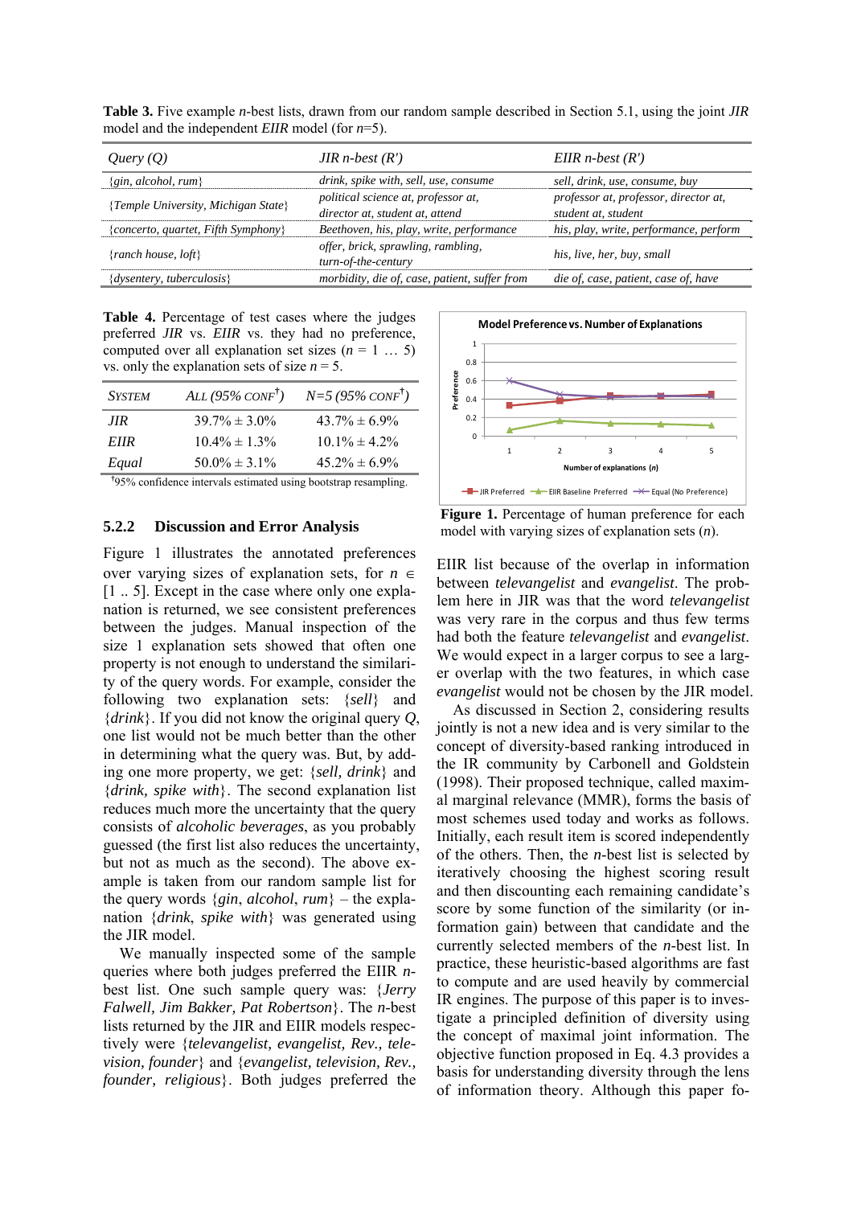**Table 3.** Five example *n*-best lists, drawn from our random sample described in Section 5.1, using the joint *JIR* model and the independent *EIIR* model (for *n*=5).

| *Query (Q)* | *JIR n-best (R')* | *EIIR n-best (R')* |
|---|---|---|
| {*gin, alcohol, rum*} | *drink, spike with, sell, use, consume* | *sell, drink, use, consume, buy* |
| {*Temple University, Michigan State*} | *political science at, professor at, director at, student at, attend* | *professor at, professor, director at, student at, student* |
| {*concerto, quartet, Fifth Symphony*} | *Beethoven, his, play, write, performance* | *his, play, write, performance, perform* |
| {*ranch house, loft*} | *offer, brick, sprawling, rambling, turn-of-the-century* | *his, live, her, buy, small* |
| {*dysentery, tuberculosis*} | *morbidity, die of, case, patient, suffer from* | *die of, case, patient, case of, have* |

**Table 4.** Percentage of test cases where the judges preferred *JIR* vs. *EIIR* vs. they had no preference, computed over all explanation set sizes ($n = 1 \dots 5$) vs. only the explanation sets of size $n = 5$.

| System | All (95% conf[†]) | N=5 (95% conf[†]) |
|---|---|---|
| *JIR* | 39.7% ± 3.0% | 43.7% ± 6.9% |
| *EIIR* | 10.4% ± 1.3% | 10.1% ± 4.2% |
| *Equal* | 50.0% ± 3.1% | 45.2% ± 6.9% |

[†]95% confidence intervals estimated using bootstrap resampling.

**Figure 1.** Percentage of human preference for each model with varying sizes of explanation sets (*n*).

### 5.2.2 Discussion and Error Analysis

Figure 1 illustrates the annotated preferences over varying sizes of explanation sets, for $n \in [1 .. 5]$. Except in the case where only one explanation is returned, we see consistent preferences between the judges. Manual inspection of the size 1 explanation sets showed that often one property is not enough to understand the similarity of the query words. For example, consider the following two explanation sets: {*sell*} and {*drink*}. If you did not know the original query *Q*, one list would not be much better than the other in determining what the query was. But, by adding one more property, we get: {*sell, drink*} and {*drink, spike with*}. The second explanation list reduces much more the uncertainty that the query consists of *alcoholic beverages*, as you probably guessed (the first list also reduces the uncertainty, but not as much as the second). The above example is taken from our random sample list for the query words {*gin*, *alcohol*, *rum*} – the explanation {*drink*, *spike with*} was generated using the JIR model.

We manually inspected some of the sample queries where both judges preferred the EIIR *n*-best list. One such sample query was: {*Jerry Falwell, Jim Bakker, Pat Robertson*}. The *n*-best lists returned by the JIR and EIIR models respectively were {*televangelist, evangelist, Rev., television, founder*} and {*evangelist, television, Rev., founder, religious*}. Both judges preferred the EIIR list because of the overlap in information between *televangelist* and *evangelist*. The problem here in JIR was that the word *televangelist* was very rare in the corpus and thus few terms had both the feature *televangelist* and *evangelist*. We would expect in a larger corpus to see a larger overlap with the two features, in which case *evangelist* would not be chosen by the JIR model.

As discussed in Section 2, considering results jointly is not a new idea and is very similar to the concept of diversity-based ranking introduced in the IR community by Carbonell and Goldstein (1998). Their proposed technique, called maximal marginal relevance (MMR), forms the basis of most schemes used today and works as follows. Initially, each result item is scored independently of the others. Then, the *n*-best list is selected by iteratively choosing the highest scoring result and then discounting each remaining candidate's score by some function of the similarity (or information gain) between that candidate and the currently selected members of the *n*-best list. In practice, these heuristic-based algorithms are fast to compute and are used heavily by commercial IR engines. The purpose of this paper is to investigate a principled definition of diversity using the concept of maximal joint information. The objective function proposed in Eq. 4.3 provides a basis for understanding diversity through the lens of information theory. Although this paper fo-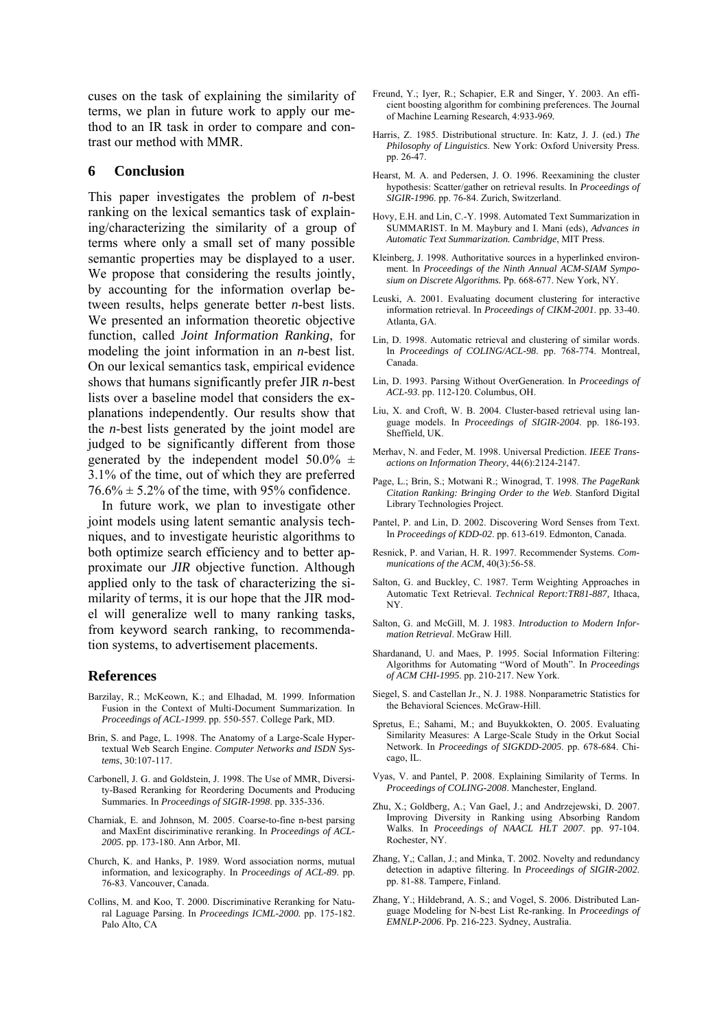cuses on the task of explaining the similarity of terms, we plan in future work to apply our method to an IR task in order to compare and contrast our method with MMR.

## 6 Conclusion

This paper investigates the problem of *n*-best ranking on the lexical semantics task of explaining/characterizing the similarity of a group of terms where only a small set of many possible semantic properties may be displayed to a user. We propose that considering the results jointly, by accounting for the information overlap between results, helps generate better *n*-best lists. We presented an information theoretic objective function, called *Joint Information Ranking*, for modeling the joint information in an *n*-best list. On our lexical semantics task, empirical evidence shows that humans significantly prefer JIR *n*-best lists over a baseline model that considers the explanations independently. Our results show that the *n*-best lists generated by the joint model are judged to be significantly different from those generated by the independent model 50.0% ± 3.1% of the time, out of which they are preferred 76.6% ± 5.2% of the time, with 95% confidence.

In future work, we plan to investigate other joint models using latent semantic analysis techniques, and to investigate heuristic algorithms to both optimize search efficiency and to better approximate our *JIR* objective function. Although applied only to the task of characterizing the similarity of terms, it is our hope that the JIR model will generalize well to many ranking tasks, from keyword search ranking, to recommendation systems, to advertisement placements.

## References

Barzilay, R.; McKeown, K.; and Elhadad, M. 1999. Information Fusion in the Context of Multi-Document Summarization. In *Proceedings of ACL-1999*. pp. 550-557. College Park, MD.

Brin, S. and Page, L. 1998. The Anatomy of a Large-Scale Hypertextual Web Search Engine. *Computer Networks and ISDN Systems*, 30:107-117.

Carbonell, J. G. and Goldstein, J. 1998. The Use of MMR, Diversity-Based Reranking for Reordering Documents and Producing Summaries. In *Proceedings of SIGIR-1998*. pp. 335-336.

Charniak, E. and Johnson, M. 2005. Coarse-to-fine n-best parsing and MaxEnt disciriminative reranking. In *Proceedings of ACL-2005*. pp. 173-180. Ann Arbor, MI.

Church, K. and Hanks, P. 1989. Word association norms, mutual information, and lexicography. In *Proceedings of ACL-89*. pp. 76-83. Vancouver, Canada.

Collins, M. and Koo, T. 2000. Discriminative Reranking for Natural Laguage Parsing. In *Proceedings ICML-2000*. pp. 175-182. Palo Alto, CA

Freund, Y.; Iyer, R.; Schapier, E.R and Singer, Y. 2003. An efficient boosting algorithm for combining preferences. The Journal of Machine Learning Research, 4:933-969.

Harris, Z. 1985. Distributional structure. In: Katz, J. J. (ed.) *The Philosophy of Linguistics*. New York: Oxford University Press. pp. 26-47.

Hearst, M. A. and Pedersen, J. O. 1996. Reexamining the cluster hypothesis: Scatter/gather on retrieval results. In *Proceedings of SIGIR-1996*. pp. 76-84. Zurich, Switzerland.

Hovy, E.H. and Lin, C.-Y. 1998. Automated Text Summarization in SUMMARIST. In M. Maybury and I. Mani (eds), *Advances in Automatic Text Summarization. Cambridge*, MIT Press.

Kleinberg, J. 1998. Authoritative sources in a hyperlinked environment. In *Proceedings of the Ninth Annual ACM-SIAM Symposium on Discrete Algorithms.* Pp. 668-677. New York, NY.

Leuski, A. 2001. Evaluating document clustering for interactive information retrieval. In *Proceedings of CIKM-2001*. pp. 33-40. Atlanta, GA.

Lin, D. 1998. Automatic retrieval and clustering of similar words. In *Proceedings of COLING/ACL-98*. pp. 768-774. Montreal, Canada.

Lin, D. 1993. Parsing Without OverGeneration. In *Proceedings of ACL-93*. pp. 112-120. Columbus, OH.

Liu, X. and Croft, W. B. 2004. Cluster-based retrieval using language models. In *Proceedings of SIGIR-2004*. pp. 186-193. Sheffield, UK.

Merhav, N. and Feder, M. 1998. Universal Prediction. *IEEE Transactions on Information Theory*, 44(6):2124-2147.

Page, L.; Brin, S.; Motwani R.; Winograd, T. 1998. *The PageRank Citation Ranking: Bringing Order to the Web*. Stanford Digital Library Technologies Project.

Pantel, P. and Lin, D. 2002. Discovering Word Senses from Text. In *Proceedings of KDD-02*. pp. 613-619. Edmonton, Canada.

Resnick, P. and Varian, H. R. 1997. Recommender Systems. *Communications of the ACM*, 40(3):56-58.

Salton, G. and Buckley, C. 1987. Term Weighting Approaches in Automatic Text Retrieval. *Technical Report:TR81-887,* Ithaca, NY.

Salton, G. and McGill, M. J. 1983. *Introduction to Modern Information Retrieval*. McGraw Hill.

Shardanand, U. and Maes, P. 1995. Social Information Filtering: Algorithms for Automating "Word of Mouth". In *Proceedings of ACM CHI-1995*. pp. 210-217. New York.

Siegel, S. and Castellan Jr., N. J. 1988. Nonparametric Statistics for the Behavioral Sciences. McGraw-Hill.

Spretus, E.; Sahami, M.; and Buyukkokten, O. 2005. Evaluating Similarity Measures: A Large-Scale Study in the Orkut Social Network. In *Proceedings of SIGKDD-2005*. pp. 678-684. Chicago, IL.

Vyas, V. and Pantel, P. 2008. Explaining Similarity of Terms. In *Proceedings of COLING-2008*. Manchester, England.

Zhu, X.; Goldberg, A.; Van Gael, J.; and Andrzejewski, D. 2007. Improving Diversity in Ranking using Absorbing Random Walks. In *Proceedings of NAACL HLT 2007*. pp. 97-104. Rochester, NY.

Zhang, Y,; Callan, J.; and Minka, T. 2002. Novelty and redundancy detection in adaptive filtering. In *Proceedings of SIGIR-2002*. pp. 81-88. Tampere, Finland.

Zhang, Y.; Hildebrand, A. S.; and Vogel, S. 2006. Distributed Language Modeling for N-best List Re-ranking. In *Proceedings of EMNLP-2006*. Pp. 216-223. Sydney, Australia.